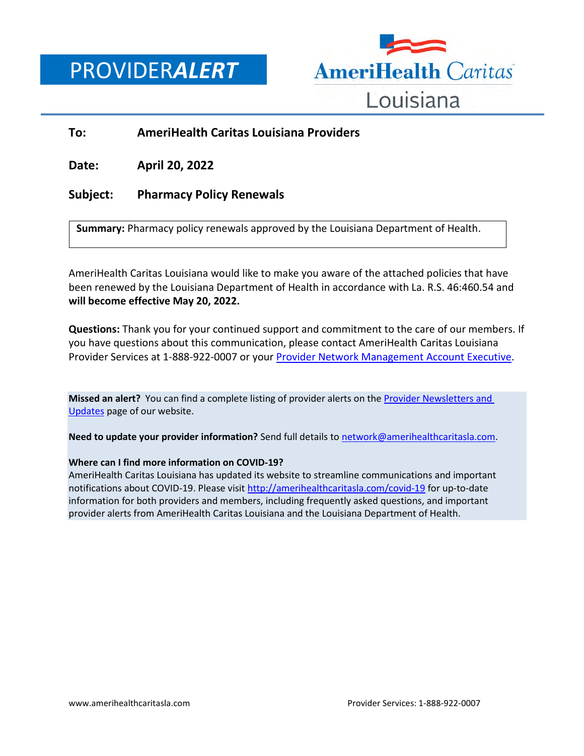# PROVIDER***ALERT***

**AmeriHealth Caritas Louisiana**

**To:** **AmeriHealth Caritas Louisiana Providers**

**Date:** **April 20, 2022**

**Subject:** **Pharmacy Policy Renewals**

**Summary:** Pharmacy policy renewals approved by the Louisiana Department of Health.

AmeriHealth Caritas Louisiana would like to make you aware of the attached policies that have been renewed by the Louisiana Department of Health in accordance with La. R.S. 46:460.54 and **will become effective May 20, 2022.**

**Questions:** Thank you for your continued support and commitment to the care of our members. If you have questions about this communication, please contact AmeriHealth Caritas Louisiana Provider Services at 1-888-922-0007 or your Provider Network Management Account Executive.

**Missed an alert?** You can find a complete listing of provider alerts on the Provider Newsletters and Updates page of our website.

**Need to update your provider information?** Send full details to network@amerihealthcaritasla.com.

**Where can I find more information on COVID-19?**
AmeriHealth Caritas Louisiana has updated its website to streamline communications and important notifications about COVID-19. Please visit http://amerihealthcaritasla.com/covid-19 for up-to-date information for both providers and members, including frequently asked questions, and important provider alerts from AmeriHealth Caritas Louisiana and the Louisiana Department of Health.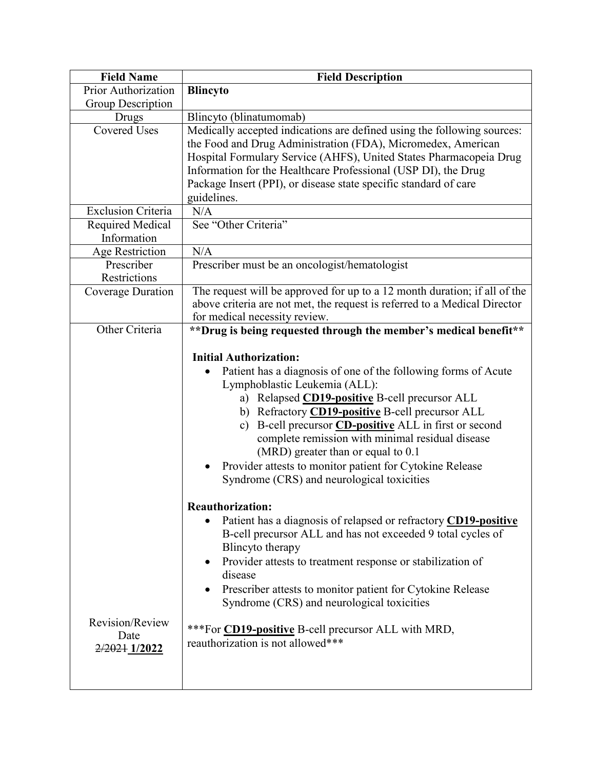| Field Name | Field Description |
|---|---|
| Prior Authorization Group Description | **Blincyto** |
| Drugs | Blincyto (blinatumomab) |
| Covered Uses | Medically accepted indications are defined using the following sources: the Food and Drug Administration (FDA), Micromedex, American Hospital Formulary Service (AHFS), United States Pharmacopeia Drug Information for the Healthcare Professional (USP DI), the Drug Package Insert (PPI), or disease state specific standard of care guidelines. |
| Exclusion Criteria | N/A |
| Required Medical Information | See "Other Criteria" |
| Age Restriction | N/A |
| Prescriber Restrictions | Prescriber must be an oncologist/hematologist |
| Coverage Duration | The request will be approved for up to a 12 month duration; if all of the above criteria are not met, the request is referred to a Medical Director for medical necessity review. |
| Other Criteria | **\*\*Drug is being requested through the member's medical benefit\*\***<br><br>**Initial Authorization:**<br>• Patient has a diagnosis of one of the following forms of Acute Lymphoblastic Leukemia (ALL):<br>a) Relapsed **CD19-positive** B-cell precursor ALL<br>b) Refractory **CD19-positive** B-cell precursor ALL<br>c) B-cell precursor **CD-positive** ALL in first or second complete remission with minimal residual disease (MRD) greater than or equal to 0.1<br>• Provider attests to monitor patient for Cytokine Release Syndrome (CRS) and neurological toxicities<br><br>**Reauthorization:**<br>• Patient has a diagnosis of relapsed or refractory **CD19-positive** B-cell precursor ALL and has not exceeded 9 total cycles of Blincyto therapy<br>• Provider attests to treatment response or stabilization of disease<br>• Prescriber attests to monitor patient for Cytokine Release Syndrome (CRS) and neurological toxicities<br><br>\*\*\*For **CD19-positive** B-cell precursor ALL with MRD, reauthorization is not allowed\*\*\* |
| Revision/Review Date ~~2/2021~~ **1/2022** | |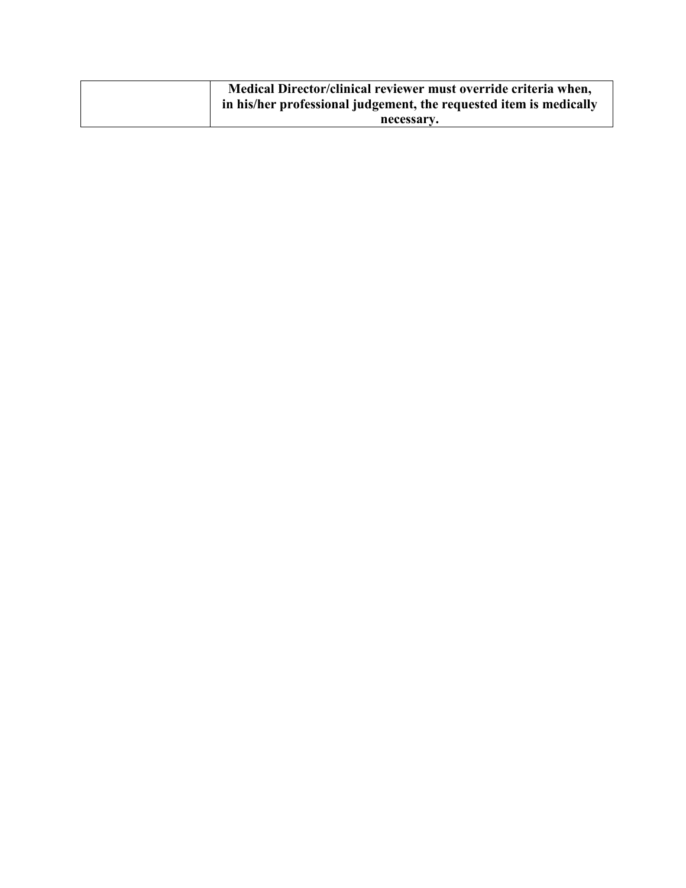| | |
|---|---|
| | **Medical Director/clinical reviewer must override criteria when, in his/her professional judgement, the requested item is medically necessary.** |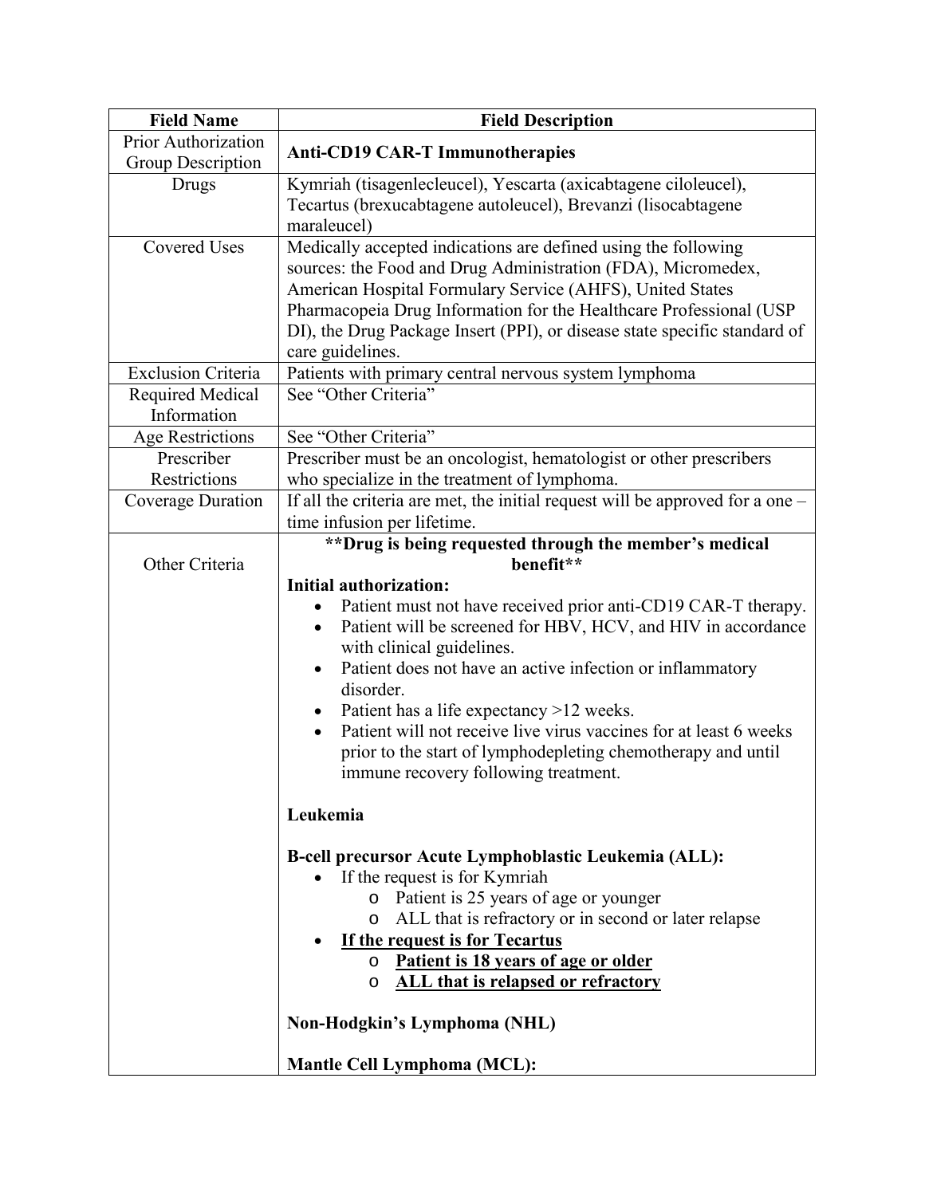| Field Name | Field Description |
| --- | --- |
| Prior Authorization Group Description | **Anti-CD19 CAR-T Immunotherapies** |
| Drugs | Kymriah (tisagenlecleucel), Yescarta (axicabtagene ciloleucel), Tecartus (brexucabtagene autoleucel), Brevanzi (lisocabtagene maraleucel) |
| Covered Uses | Medically accepted indications are defined using the following sources: the Food and Drug Administration (FDA), Micromedex, American Hospital Formulary Service (AHFS), United States Pharmacopeia Drug Information for the Healthcare Professional (USP DI), the Drug Package Insert (PPI), or disease state specific standard of care guidelines. |
| Exclusion Criteria | Patients with primary central nervous system lymphoma |
| Required Medical Information | See "Other Criteria" |
| Age Restrictions | See "Other Criteria" |
| Prescriber Restrictions | Prescriber must be an oncologist, hematologist or other prescribers who specialize in the treatment of lymphoma. |
| Coverage Duration | If all the criteria are met, the initial request will be approved for a one – time infusion per lifetime. |
| Other Criteria | **\*\*Drug is being requested through the member's medical benefit\*\***<br><br>**Initial authorization:**<br>• Patient must not have received prior anti-CD19 CAR-T therapy.<br>• Patient will be screened for HBV, HCV, and HIV in accordance with clinical guidelines.<br>• Patient does not have an active infection or inflammatory disorder.<br>• Patient has a life expectancy >12 weeks.<br>• Patient will not receive live virus vaccines for at least 6 weeks prior to the start of lymphodepleting chemotherapy and until immune recovery following treatment.<br><br>**Leukemia**<br><br>**B-cell precursor Acute Lymphoblastic Leukemia (ALL):**<br>• If the request is for Kymriah<br>&nbsp;&nbsp;&nbsp;&nbsp;o Patient is 25 years of age or younger<br>&nbsp;&nbsp;&nbsp;&nbsp;o ALL that is refractory or in second or later relapse<br>• <u>**If the request is for Tecartus**</u><br>&nbsp;&nbsp;&nbsp;&nbsp;o <u>**Patient is 18 years of age or older**</u><br>&nbsp;&nbsp;&nbsp;&nbsp;o <u>**ALL that is relapsed or refractory**</u><br><br>**Non-Hodgkin's Lymphoma (NHL)**<br><br>**Mantle Cell Lymphoma (MCL):** |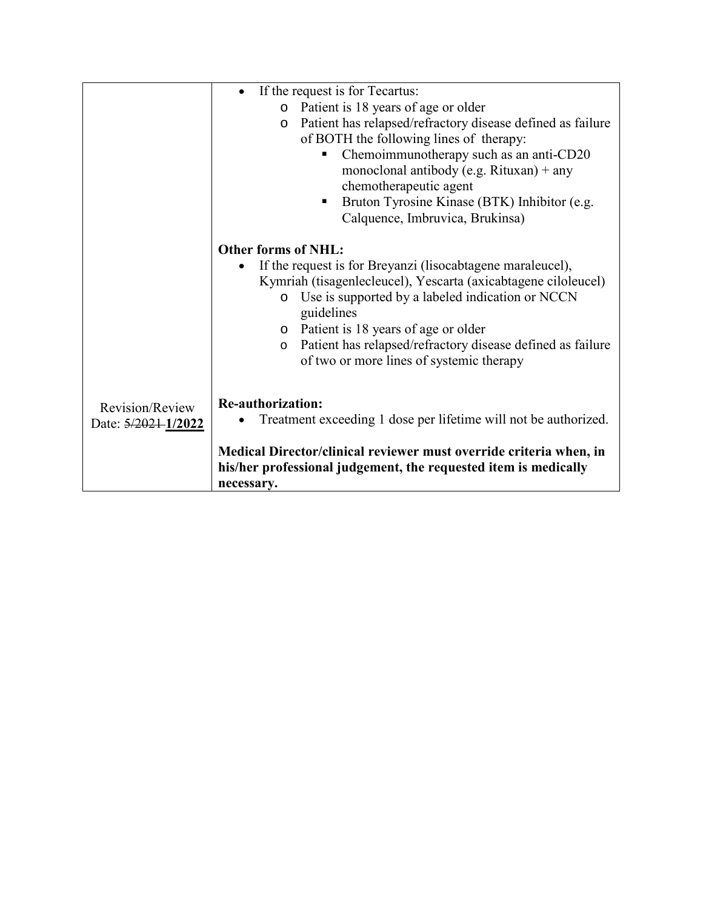| | |
|---|---|
| | • If the request is for Tecartus:<br>  o Patient is 18 years of age or older<br>  o Patient has relapsed/refractory disease defined as failure of BOTH the following lines of therapy:<br>    ▪ Chemoimmunotherapy such as an anti-CD20 monoclonal antibody (e.g. Rituxan) + any chemotherapeutic agent<br>    ▪ Bruton Tyrosine Kinase (BTK) Inhibitor (e.g. Calquence, Imbruvica, Brukinsa)<br><br>**Other forms of NHL:**<br>• If the request is for Breyanzi (lisocabtagene maraleucel), Kymriah (tisagenlecleucel), Yescarta (axicabtagene ciloleucel)<br>  o Use is supported by a labeled indication or NCCN guidelines<br>  o Patient is 18 years of age or older<br>  o Patient has relapsed/refractory disease defined as failure of two or more lines of systemic therapy |
| Revision/Review Date: ~~5/2021~~ **1/2022** | **Re-authorization:**<br>• Treatment exceeding 1 dose per lifetime will not be authorized.<br><br>**Medical Director/clinical reviewer must override criteria when, in his/her professional judgement, the requested item is medically necessary.** |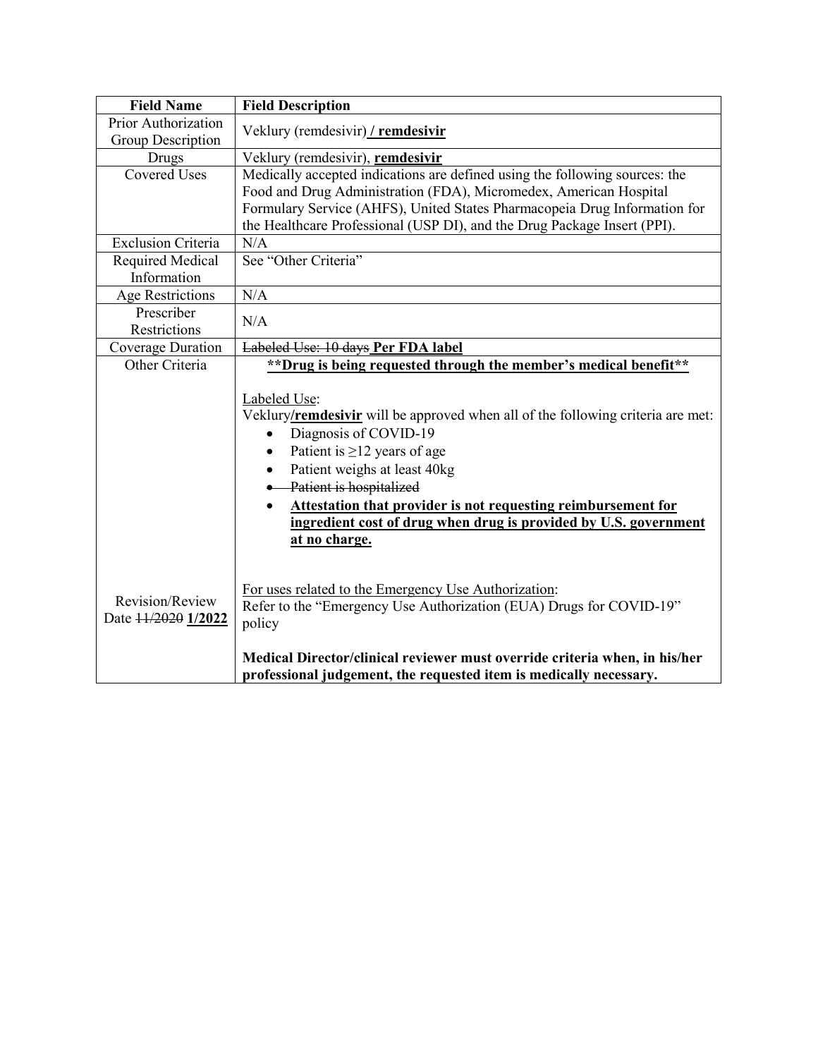| Field Name | Field Description |
|---|---|
| Prior Authorization Group Description | Veklury (remdesivir) **/ remdesivir** |
| Drugs | Veklury (remdesivir), **remdesivir** |
| Covered Uses | Medically accepted indications are defined using the following sources: the Food and Drug Administration (FDA), Micromedex, American Hospital Formulary Service (AHFS), United States Pharmacopeia Drug Information for the Healthcare Professional (USP DI), and the Drug Package Insert (PPI). |
| Exclusion Criteria | N/A |
| Required Medical Information | See "Other Criteria" |
| Age Restrictions | N/A |
| Prescriber Restrictions | N/A |
| Coverage Duration | ~~Labeled Use: 10 days~~ **Per FDA label** |
| Other Criteria | **\*\*Drug is being requested through the member's medical benefit\*\***<br><br>Labeled Use:<br>Veklury**/remdesivir** will be approved when all of the following criteria are met:<br>• Diagnosis of COVID-19<br>• Patient is ≥12 years of age<br>• Patient weighs at least 40kg<br>• ~~Patient is hospitalized~~<br>• **Attestation that provider is not requesting reimbursement for ingredient cost of drug when drug is provided by U.S. government at no charge.**<br><br>For uses related to the Emergency Use Authorization:<br>Refer to the "Emergency Use Authorization (EUA) Drugs for COVID-19" policy<br><br>**Medical Director/clinical reviewer must override criteria when, in his/her professional judgement, the requested item is medically necessary.** |
| Revision/Review Date | ~~11/2020~~ **1/2022** |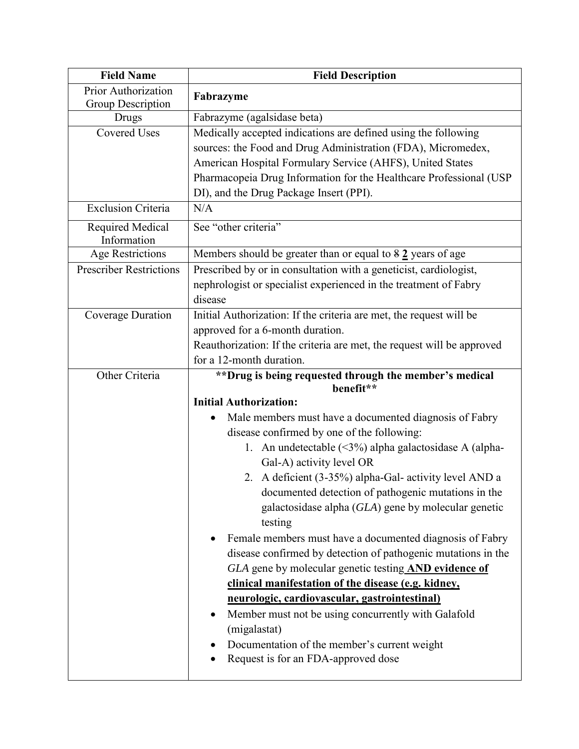| Field Name | Field Description |
| --- | --- |
| Prior Authorization Group Description | **Fabrazyme** |
| Drugs | Fabrazyme (agalsidase beta) |
| Covered Uses | Medically accepted indications are defined using the following sources: the Food and Drug Administration (FDA), Micromedex, American Hospital Formulary Service (AHFS), United States Pharmacopeia Drug Information for the Healthcare Professional (USP DI), and the Drug Package Insert (PPI). |
| Exclusion Criteria | N/A |
| Required Medical Information | See "other criteria" |
| Age Restrictions | Members should be greater than or equal to ~~8~~ **2** years of age |
| Prescriber Restrictions | Prescribed by or in consultation with a geneticist, cardiologist, nephrologist or specialist experienced in the treatment of Fabry disease |
| Coverage Duration | Initial Authorization: If the criteria are met, the request will be approved for a 6-month duration.<br>Reauthorization: If the criteria are met, the request will be approved for a 12-month duration. |
| Other Criteria | **\*\*Drug is being requested through the member's medical benefit\*\***<br>**Initial Authorization:**<br>• Male members must have a documented diagnosis of Fabry disease confirmed by one of the following:<br>1. An undetectable (<3%) alpha galactosidase A (alpha-Gal-A) activity level OR<br>2. A deficient (3-35%) alpha-Gal- activity level AND a documented detection of pathogenic mutations in the galactosidase alpha (*GLA*) gene by molecular genetic testing<br>• Female members must have a documented diagnosis of Fabry disease confirmed by detection of pathogenic mutations in the *GLA* gene by molecular genetic testing **AND evidence of clinical manifestation of the disease (e.g. kidney, neurologic, cardiovascular, gastrointestinal)**<br>• Member must not be using concurrently with Galafold (migalastat)<br>• Documentation of the member's current weight<br>• Request is for an FDA-approved dose |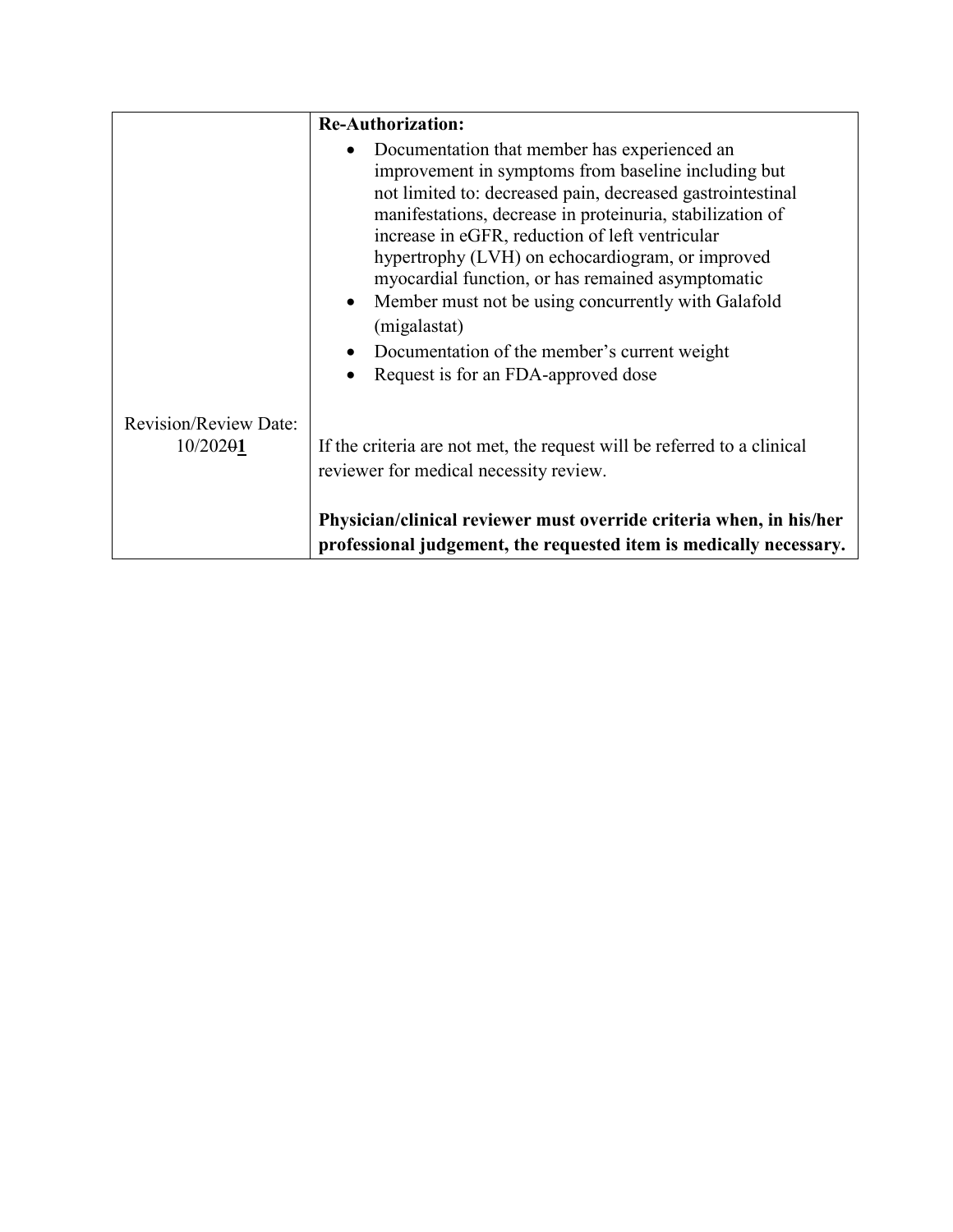| | |
|---|---|
| Revision/Review Date: 10/20~~0~~**<u>1</u>** | **Re-Authorization:**<br>• Documentation that member has experienced an improvement in symptoms from baseline including but not limited to: decreased pain, decreased gastrointestinal manifestations, decrease in proteinuria, stabilization of increase in eGFR, reduction of left ventricular hypertrophy (LVH) on echocardiogram, or improved myocardial function, or has remained asymptomatic<br>• Member must not be using concurrently with Galafold (migalastat)<br>• Documentation of the member's current weight<br>• Request is for an FDA-approved dose<br><br>If the criteria are not met, the request will be referred to a clinical reviewer for medical necessity review.<br><br>**Physician/clinical reviewer must override criteria when, in his/her professional judgement, the requested item is medically necessary.** |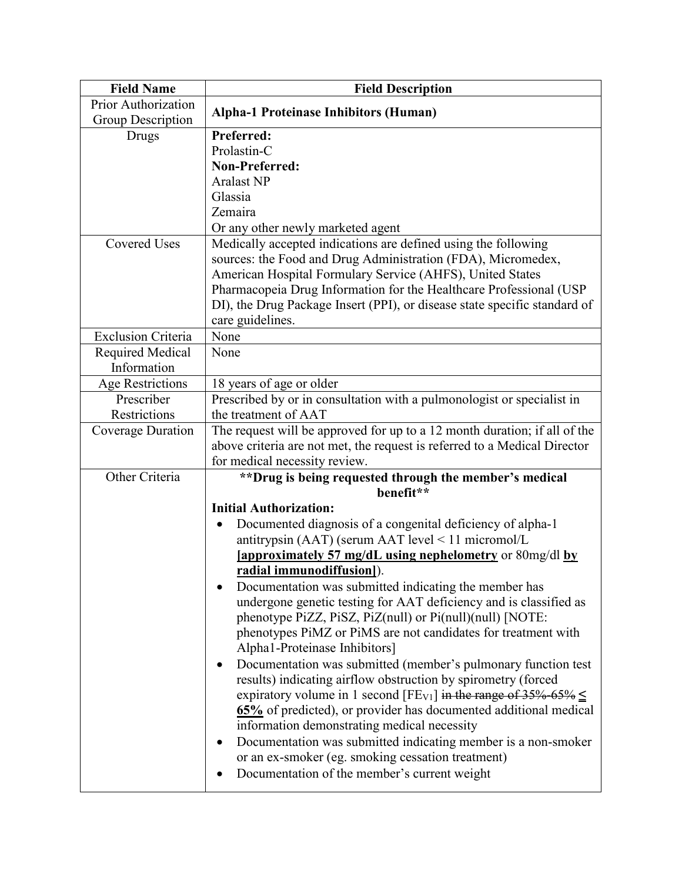| Field Name | Field Description |
| --- | --- |
| Prior Authorization Group Description | **Alpha-1 Proteinase Inhibitors (Human)** |
| Drugs | **Preferred:**<br>Prolastin-C<br>**Non-Preferred:**<br>Aralast NP<br>Glassia<br>Zemaira<br>Or any other newly marketed agent |
| Covered Uses | Medically accepted indications are defined using the following sources: the Food and Drug Administration (FDA), Micromedex, American Hospital Formulary Service (AHFS), United States Pharmacopeia Drug Information for the Healthcare Professional (USP DI), the Drug Package Insert (PPI), or disease state specific standard of care guidelines. |
| Exclusion Criteria | None |
| Required Medical Information | None |
| Age Restrictions | 18 years of age or older |
| Prescriber Restrictions | Prescribed by or in consultation with a pulmonologist or specialist in the treatment of AAT |
| Coverage Duration | The request will be approved for up to a 12 month duration; if all of the above criteria are not met, the request is referred to a Medical Director for medical necessity review. |
| Other Criteria | **\*\*Drug is being requested through the member's medical benefit\*\***<br>**Initial Authorization:**<br>• Documented diagnosis of a congenital deficiency of alpha-1 antitrypsin (AAT) (serum AAT level < 11 micromol/L **<u>[approximately 57 mg/dL using nephelometry</u>** or 80mg/dl **<u>by radial immunodiffusion]</u>**).<br>• Documentation was submitted indicating the member has undergone genetic testing for AAT deficiency and is classified as phenotype PiZZ, PiSZ, PiZ(null) or Pi(null)(null) [NOTE: phenotypes PiMZ or PiMS are not candidates for treatment with Alpha1-Proteinase Inhibitors]<br>• Documentation was submitted (member's pulmonary function test results) indicating airflow obstruction by spirometry (forced expiratory volume in 1 second [$FE_{V1}$] ~~in the range of 35%-65%~~ **<u>≤ 65%</u>** of predicted), or provider has documented additional medical information demonstrating medical necessity<br>• Documentation was submitted indicating member is a non-smoker or an ex-smoker (eg. smoking cessation treatment)<br>• Documentation of the member's current weight |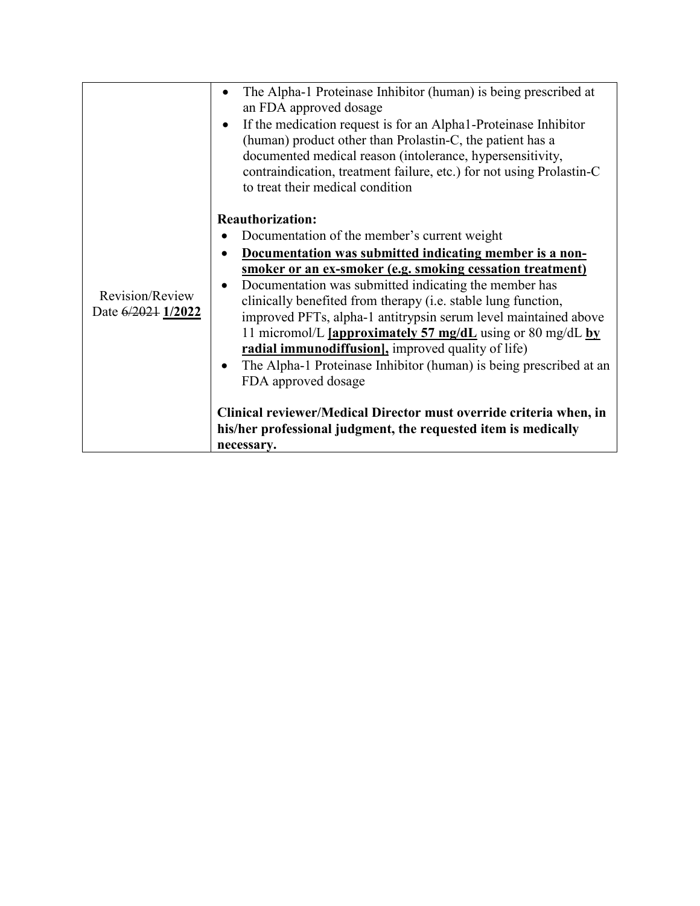| | |
|---|---|
| Revision/Review Date ~~6/2021~~ **1/2022** | • The Alpha-1 Proteinase Inhibitor (human) is being prescribed at an FDA approved dosage<br>• If the medication request is for an Alpha1-Proteinase Inhibitor (human) product other than Prolastin-C, the patient has a documented medical reason (intolerance, hypersensitivity, contraindication, treatment failure, etc.) for not using Prolastin-C to treat their medical condition<br><br>**Reauthorization:**<br>• Documentation of the member's current weight<br>• <u>**Documentation was submitted indicating member is a non-smoker or an ex-smoker (e.g. smoking cessation treatment)**</u><br>• Documentation was submitted indicating the member has clinically benefited from therapy (i.e. stable lung function, improved PFTs, alpha-1 antitrypsin serum level maintained above 11 micromol/L <u>**[approximately 57 mg/dL**</u> using or 80 mg/dL <u>**by radial immunodiffusion],**</u> improved quality of life)<br>• The Alpha-1 Proteinase Inhibitor (human) is being prescribed at an FDA approved dosage<br><br>**Clinical reviewer/Medical Director must override criteria when, in his/her professional judgment, the requested item is medically necessary.** |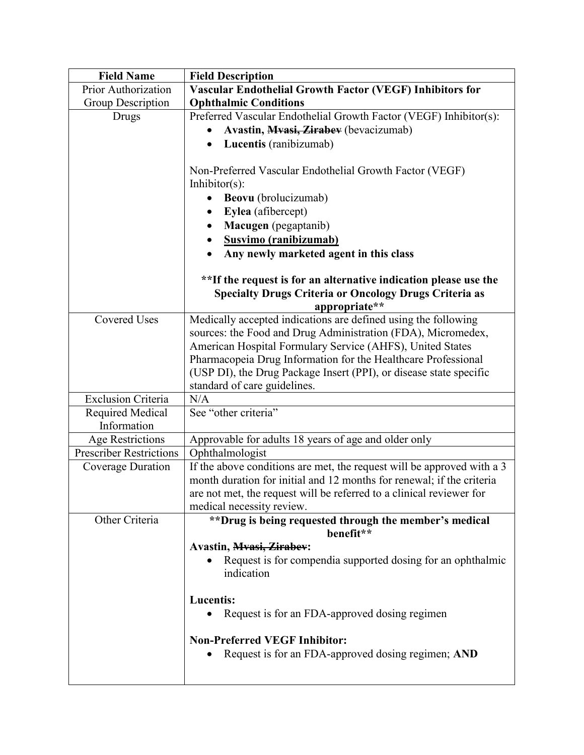| Field Name | Field Description |
| --- | --- |
| Prior Authorization Group Description | **Vascular Endothelial Growth Factor (VEGF) Inhibitors for Ophthalmic Conditions** |
| Drugs | Preferred Vascular Endothelial Growth Factor (VEGF) Inhibitor(s):<br>• **Avastin, ~~Mvasi, Zirabev~~** (bevacizumab)<br>• **Lucentis** (ranibizumab)<br><br>Non-Preferred Vascular Endothelial Growth Factor (VEGF) Inhibitor(s):<br>• **Beovu** (brolucizumab)<br>• **Eylea** (afibercept)<br>• **Macugen** (pegaptanib)<br>• <u>**Susvimo (ranibizumab)**</u><br>• **Any newly marketed agent in this class**<br><br>**\*\*If the request is for an alternative indication please use the Specialty Drugs Criteria or Oncology Drugs Criteria as appropriate\*\*** |
| Covered Uses | Medically accepted indications are defined using the following sources: the Food and Drug Administration (FDA), Micromedex, American Hospital Formulary Service (AHFS), United States Pharmacopeia Drug Information for the Healthcare Professional (USP DI), the Drug Package Insert (PPI), or disease state specific standard of care guidelines. |
| Exclusion Criteria | N/A |
| Required Medical Information | See "other criteria" |
| Age Restrictions | Approvable for adults 18 years of age and older only |
| Prescriber Restrictions | Ophthalmologist |
| Coverage Duration | If the above conditions are met, the request will be approved with a 3 month duration for initial and 12 months for renewal; if the criteria are not met, the request will be referred to a clinical reviewer for medical necessity review. |
| Other Criteria | **\*\*Drug is being requested through the member's medical benefit\*\***<br>**Avastin, ~~Mvasi, Zirabev~~:**<br>• Request is for compendia supported dosing for an ophthalmic indication<br><br>**Lucentis:**<br>• Request is for an FDA-approved dosing regimen<br><br>**Non-Preferred VEGF Inhibitor:**<br>• Request is for an FDA-approved dosing regimen; **AND** |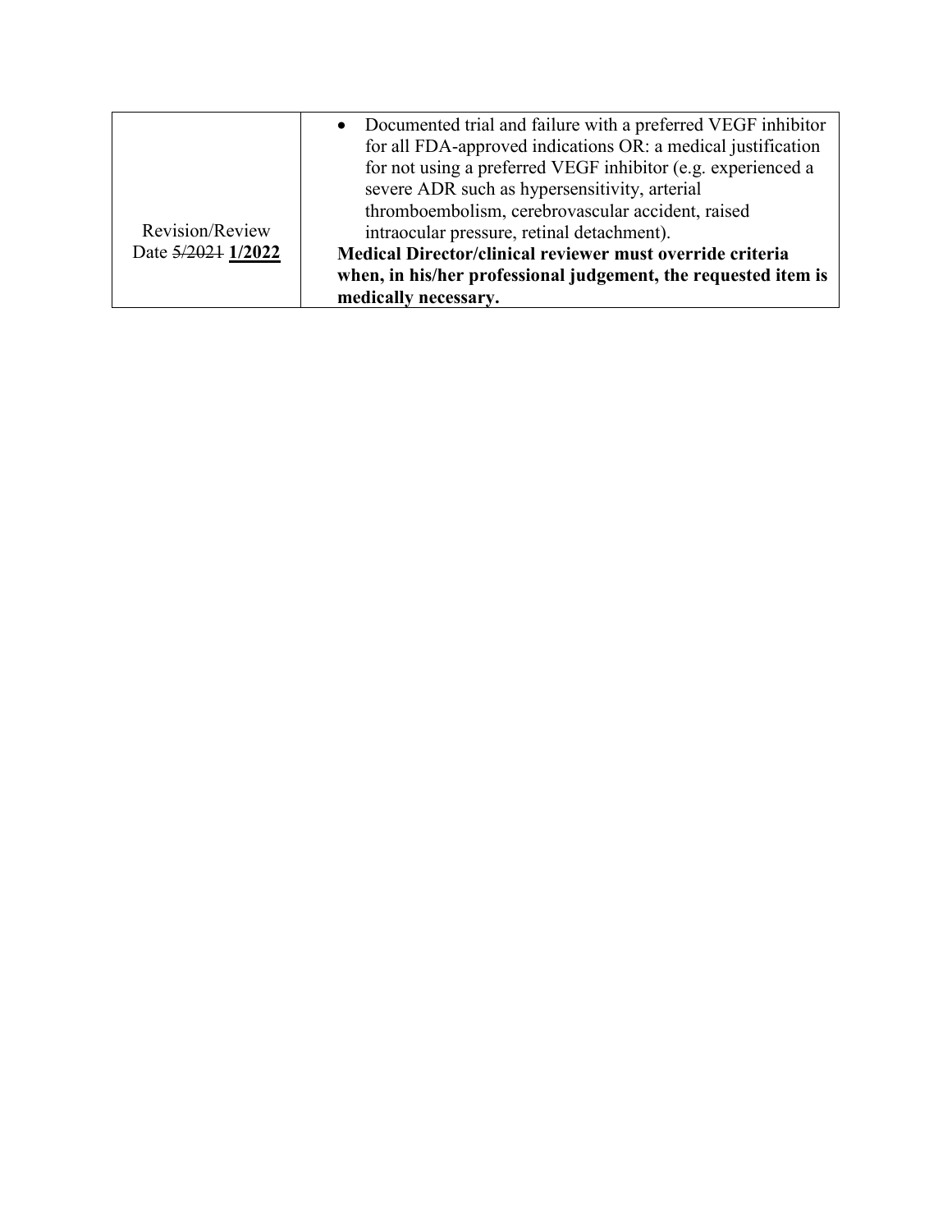| Revision/Review Date ~~5/2021~~ **1/2022** | <ul><li>Documented trial and failure with a preferred VEGF inhibitor for all FDA-approved indications OR: a medical justification for not using a preferred VEGF inhibitor (e.g. experienced a severe ADR such as hypersensitivity, arterial thromboembolism, cerebrovascular accident, raised intraocular pressure, retinal detachment).</li></ul>**Medical Director/clinical reviewer must override criteria when, in his/her professional judgement, the requested item is medically necessary.** |
|---|---|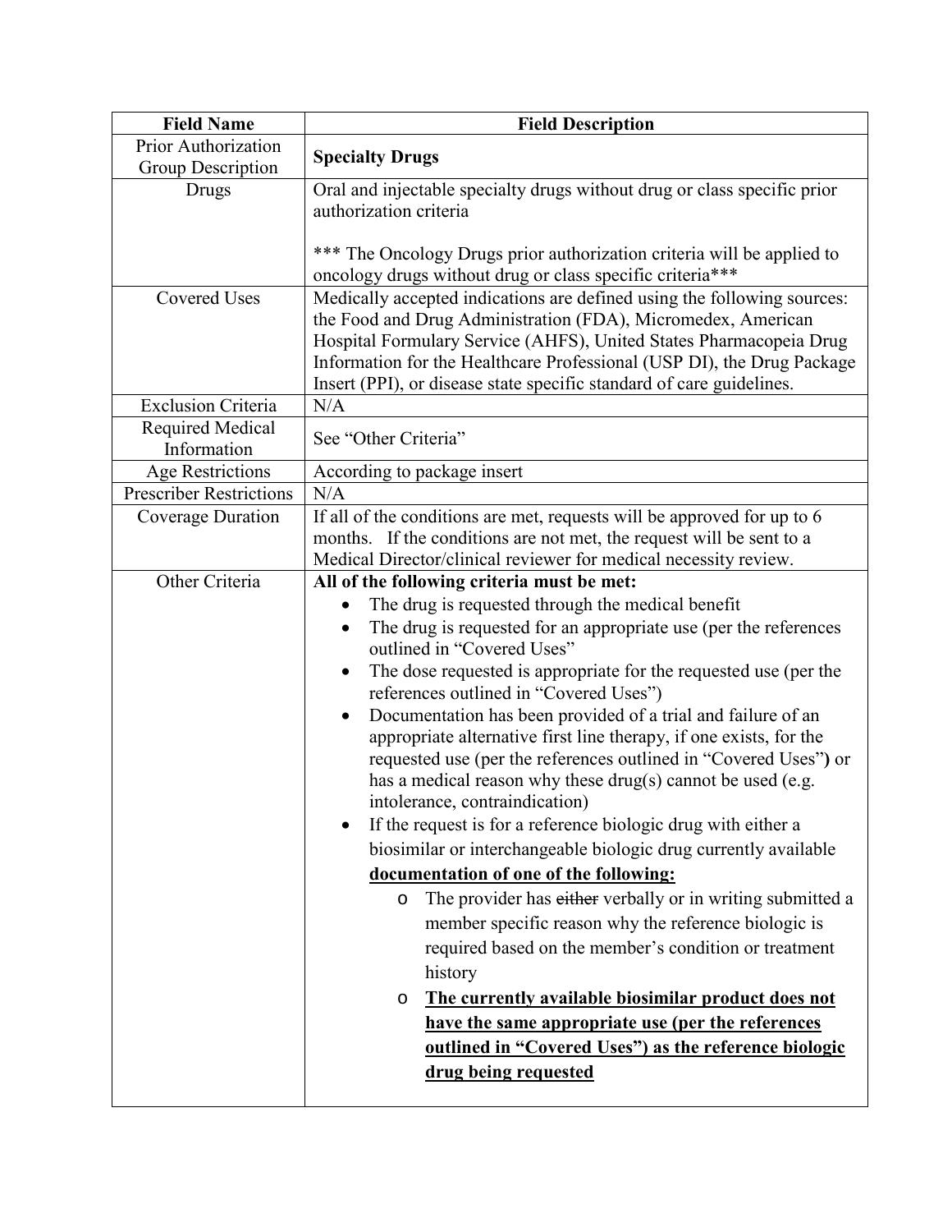| Field Name | Field Description |
| --- | --- |
| Prior Authorization Group Description | **Specialty Drugs** |
| Drugs | Oral and injectable specialty drugs without drug or class specific prior authorization criteria<br><br>*** The Oncology Drugs prior authorization criteria will be applied to oncology drugs without drug or class specific criteria*** |
| Covered Uses | Medically accepted indications are defined using the following sources: the Food and Drug Administration (FDA), Micromedex, American Hospital Formulary Service (AHFS), United States Pharmacopeia Drug Information for the Healthcare Professional (USP DI), the Drug Package Insert (PPI), or disease state specific standard of care guidelines. |
| Exclusion Criteria | N/A |
| Required Medical Information | See "Other Criteria" |
| Age Restrictions | According to package insert |
| Prescriber Restrictions | N/A |
| Coverage Duration | If all of the conditions are met, requests will be approved for up to 6 months. If the conditions are not met, the request will be sent to a Medical Director/clinical reviewer for medical necessity review. |
| Other Criteria | **All of the following criteria must be met:**<br>• The drug is requested through the medical benefit<br>• The drug is requested for an appropriate use (per the references outlined in "Covered Uses"<br>• The dose requested is appropriate for the requested use (per the references outlined in "Covered Uses")<br>• Documentation has been provided of a trial and failure of an appropriate alternative first line therapy, if one exists, for the requested use (per the references outlined in "Covered Uses"**)** or has a medical reason why these drug(s) cannot be used (e.g. intolerance, contraindication)<br>• If the request is for a reference biologic drug with either a biosimilar or interchangeable biologic drug currently available **<u>documentation of one of the following:</u>**<br>  o The provider has ~~either~~ verbally or in writing submitted a member specific reason why the reference biologic is required based on the member's condition or treatment history<br>  o **<u>The currently available biosimilar product does not have the same appropriate use (per the references outlined in "Covered Uses") as the reference biologic drug being requested</u>** |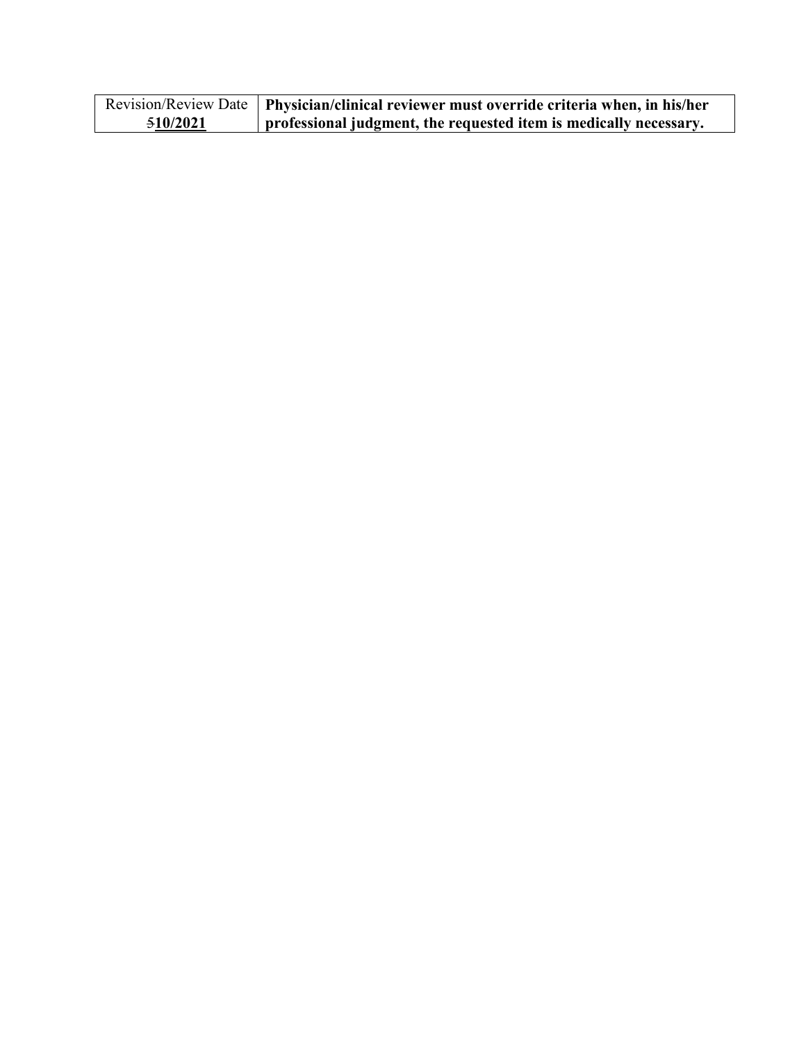| Revision/Review Date ~~5~~**10/2021** | **Physician/clinical reviewer must override criteria when, in his/her professional judgment, the requested item is medically necessary.** |
|---|---|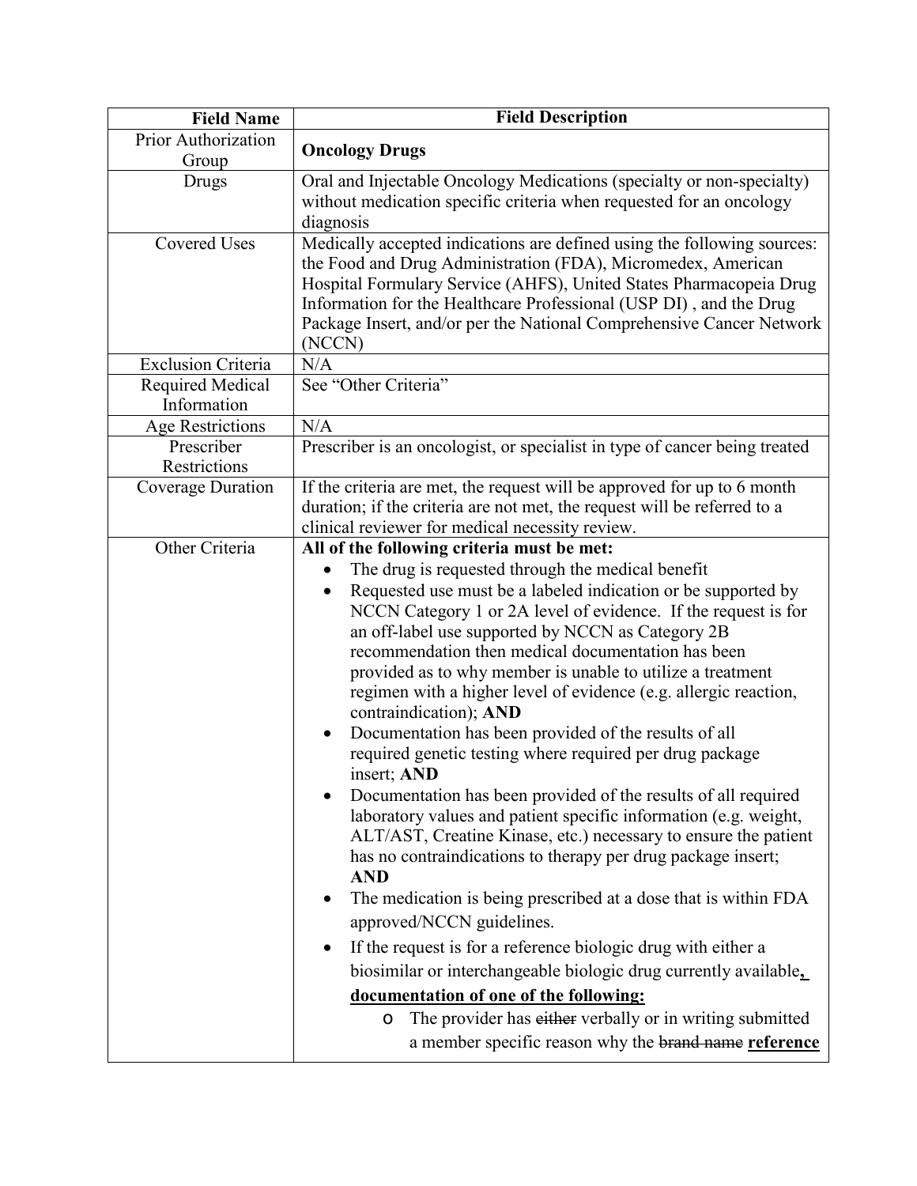| Field Name | Field Description |
|---|---|
| Prior Authorization Group | **Oncology Drugs** |
| Drugs | Oral and Injectable Oncology Medications (specialty or non-specialty) without medication specific criteria when requested for an oncology diagnosis |
| Covered Uses | Medically accepted indications are defined using the following sources: the Food and Drug Administration (FDA), Micromedex, American Hospital Formulary Service (AHFS), United States Pharmacopeia Drug Information for the Healthcare Professional (USP DI) , and the Drug Package Insert, and/or per the National Comprehensive Cancer Network (NCCN) |
| Exclusion Criteria | N/A |
| Required Medical Information | See "Other Criteria" |
| Age Restrictions | N/A |
| Prescriber Restrictions | Prescriber is an oncologist, or specialist in type of cancer being treated |
| Coverage Duration | If the criteria are met, the request will be approved for up to 6 month duration; if the criteria are not met, the request will be referred to a clinical reviewer for medical necessity review. |
| Other Criteria | **All of the following criteria must be met:**<br>• The drug is requested through the medical benefit<br>• Requested use must be a labeled indication or be supported by NCCN Category 1 or 2A level of evidence. If the request is for an off-label use supported by NCCN as Category 2B recommendation then medical documentation has been provided as to why member is unable to utilize a treatment regimen with a higher level of evidence (e.g. allergic reaction, contraindication); **AND**<br>• Documentation has been provided of the results of all required genetic testing where required per drug package insert; **AND**<br>• Documentation has been provided of the results of all required laboratory values and patient specific information (e.g. weight, ALT/AST, Creatine Kinase, etc.) necessary to ensure the patient has no contraindications to therapy per drug package insert; **AND**<br>• The medication is being prescribed at a dose that is within FDA approved/NCCN guidelines.<br>• If the request is for a reference biologic drug with either a biosimilar or interchangeable biologic drug currently available**,** **documentation of one of the following:**<br>&nbsp;&nbsp;&nbsp;&nbsp;o The provider has ~~either~~ verbally or in writing submitted a member specific reason why the ~~brand name~~ **reference** |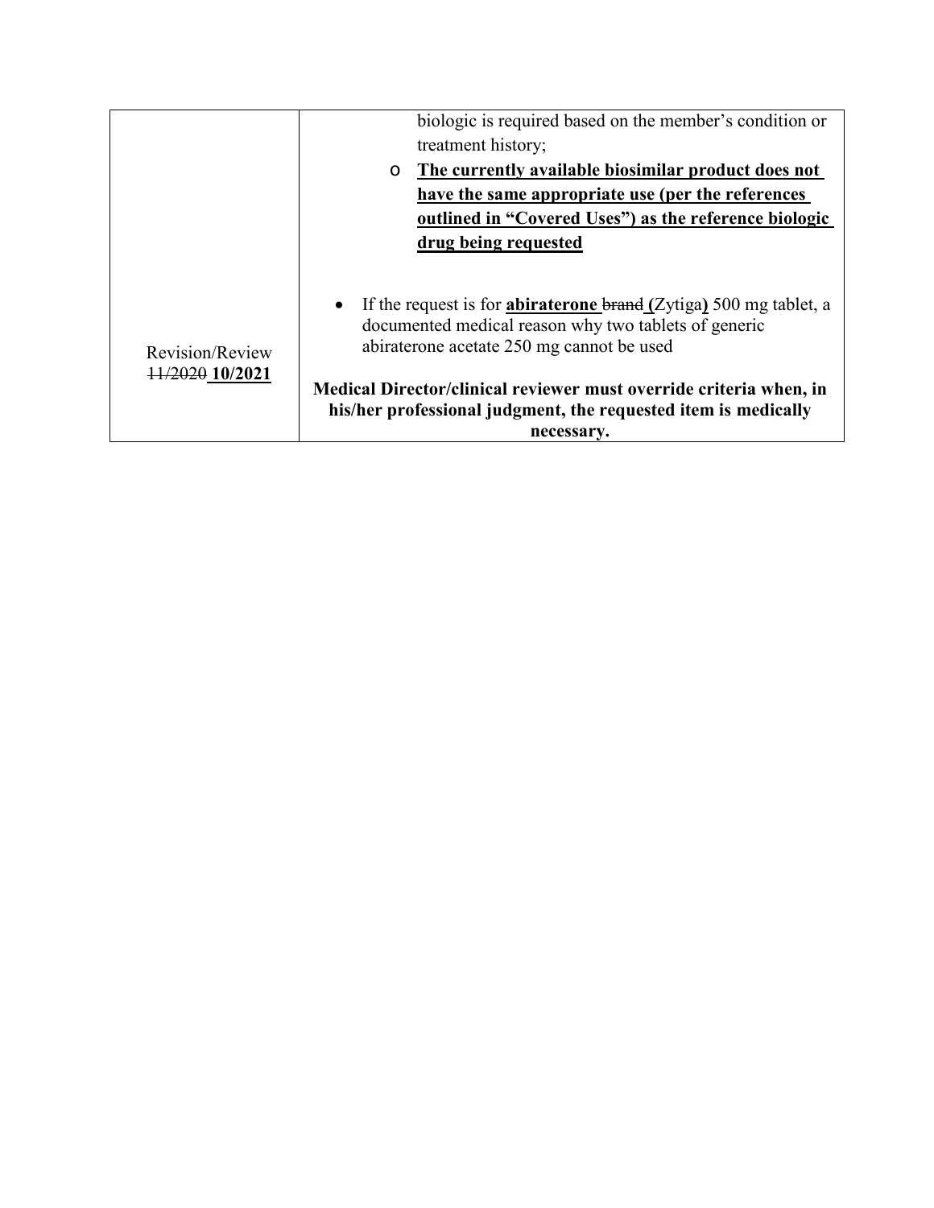| | |
|---|---|
| Revision/Review ~~11/2020~~ **10/2021** | biologic is required based on the member's condition or treatment history;<br>o **<u>The currently available biosimilar product does not have the same appropriate use (per the references outlined in "Covered Uses") as the reference biologic drug being requested</u>**<br><br>• If the request is for **<u>abiraterone</u>** ~~brand~~ **<u>(</u>**Zytiga**<u>)</u>** 500 mg tablet, a documented medical reason why two tablets of generic abiraterone acetate 250 mg cannot be used<br><br>**Medical Director/clinical reviewer must override criteria when, in his/her professional judgment, the requested item is medically necessary.** |